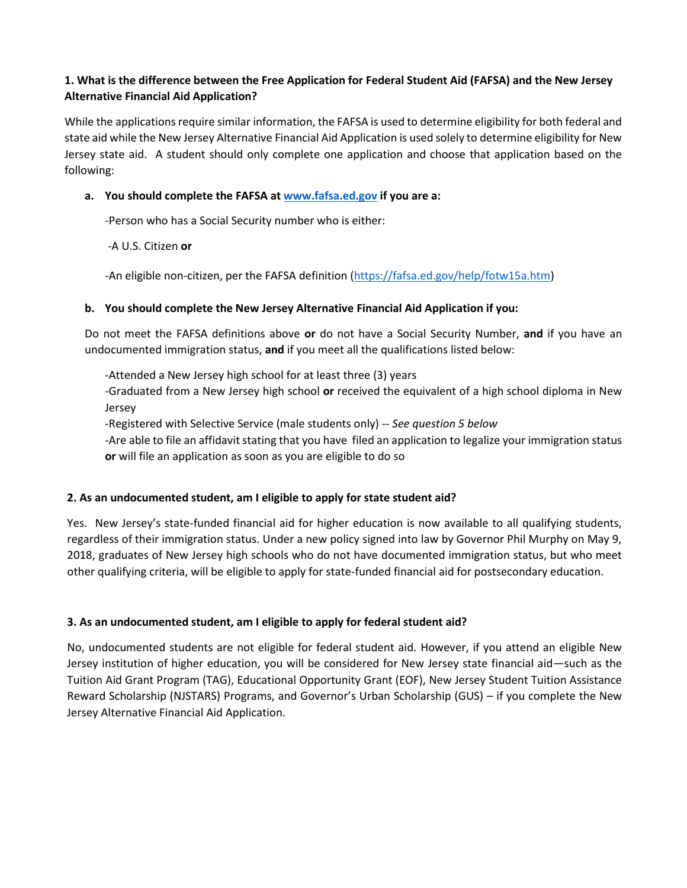**1. What is the difference between the Free Application for Federal Student Aid (FAFSA) and the New Jersey Alternative Financial Aid Application?**

While the applications require similar information, the FAFSA is used to determine eligibility for both federal and state aid while the New Jersey Alternative Financial Aid Application is used solely to determine eligibility for New Jersey state aid. A student should only complete one application and choose that application based on the following:

**a. You should complete the FAFSA at [www.fafsa.ed.gov](www.fafsa.ed.gov) if you are a:**

-Person who has a Social Security number who is either:

-A U.S. Citizen **or**

-An eligible non-citizen, per the FAFSA definition (https://fafsa.ed.gov/help/fotw15a.htm)

**b. You should complete the New Jersey Alternative Financial Aid Application if you:**

Do not meet the FAFSA definitions above **or** do not have a Social Security Number, **and** if you have an undocumented immigration status, **and** if you meet all the qualifications listed below:

-Attended a New Jersey high school for at least three (3) years
-Graduated from a New Jersey high school **or** received the equivalent of a high school diploma in New Jersey
-Registered with Selective Service (male students only) -- *See question 5 below*
-Are able to file an affidavit stating that you have filed an application to legalize your immigration status **or** will file an application as soon as you are eligible to do so

**2. As an undocumented student, am I eligible to apply for state student aid?**

Yes. New Jersey's state-funded financial aid for higher education is now available to all qualifying students, regardless of their immigration status. Under a new policy signed into law by Governor Phil Murphy on May 9, 2018, graduates of New Jersey high schools who do not have documented immigration status, but who meet other qualifying criteria, will be eligible to apply for state-funded financial aid for postsecondary education.

**3. As an undocumented student, am I eligible to apply for federal student aid?**

No, undocumented students are not eligible for federal student aid. However, if you attend an eligible New Jersey institution of higher education, you will be considered for New Jersey state financial aid—such as the Tuition Aid Grant Program (TAG), Educational Opportunity Grant (EOF), New Jersey Student Tuition Assistance Reward Scholarship (NJSTARS) Programs, and Governor's Urban Scholarship (GUS) – if you complete the New Jersey Alternative Financial Aid Application.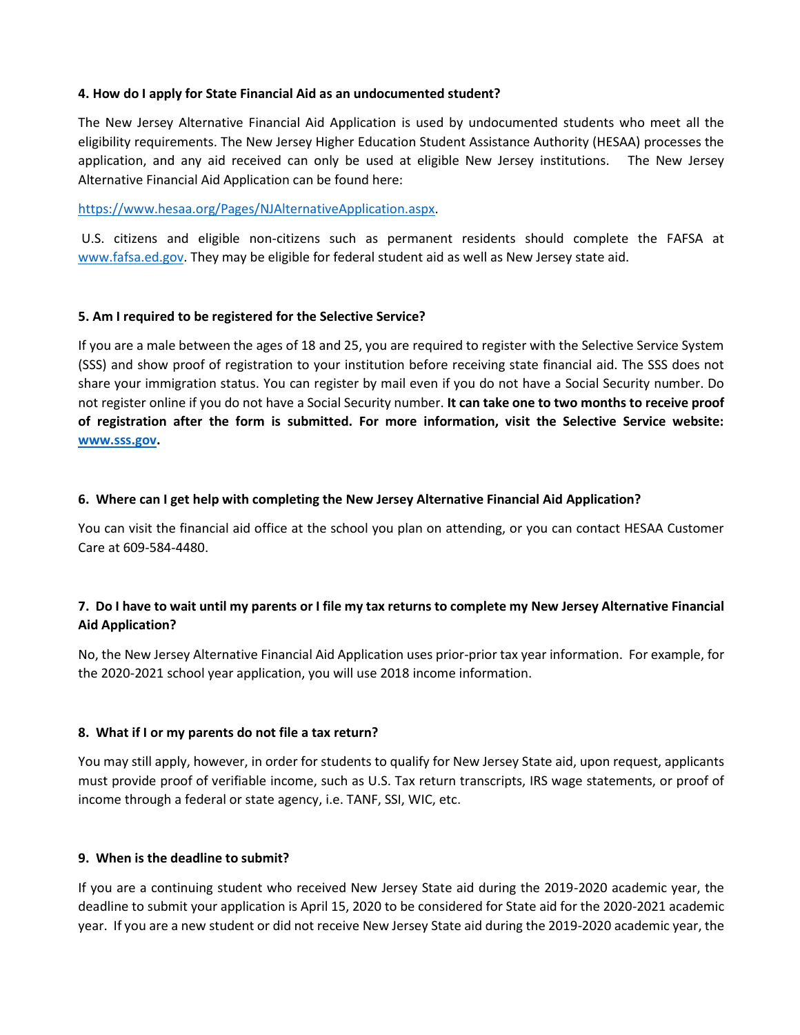**4. How do I apply for State Financial Aid as an undocumented student?**

The New Jersey Alternative Financial Aid Application is used by undocumented students who meet all the eligibility requirements. The New Jersey Higher Education Student Assistance Authority (HESAA) processes the application, and any aid received can only be used at eligible New Jersey institutions. The New Jersey Alternative Financial Aid Application can be found here:

https://www.hesaa.org/Pages/NJAlternativeApplication.aspx.

U.S. citizens and eligible non-citizens such as permanent residents should complete the FAFSA at www.fafsa.ed.gov. They may be eligible for federal student aid as well as New Jersey state aid.

**5. Am I required to be registered for the Selective Service?**

If you are a male between the ages of 18 and 25, you are required to register with the Selective Service System (SSS) and show proof of registration to your institution before receiving state financial aid. The SSS does not share your immigration status. You can register by mail even if you do not have a Social Security number. Do not register online if you do not have a Social Security number. **It can take one to two months to receive proof of registration after the form is submitted. For more information, visit the Selective Service website: www.sss.gov.**

**6. Where can I get help with completing the New Jersey Alternative Financial Aid Application?**

You can visit the financial aid office at the school you plan on attending, or you can contact HESAA Customer Care at 609-584-4480.

**7. Do I have to wait until my parents or I file my tax returns to complete my New Jersey Alternative Financial Aid Application?**

No, the New Jersey Alternative Financial Aid Application uses prior-prior tax year information. For example, for the 2020-2021 school year application, you will use 2018 income information.

**8. What if I or my parents do not file a tax return?**

You may still apply, however, in order for students to qualify for New Jersey State aid, upon request, applicants must provide proof of verifiable income, such as U.S. Tax return transcripts, IRS wage statements, or proof of income through a federal or state agency, i.e. TANF, SSI, WIC, etc.

**9. When is the deadline to submit?**

If you are a continuing student who received New Jersey State aid during the 2019-2020 academic year, the deadline to submit your application is April 15, 2020 to be considered for State aid for the 2020-2021 academic year. If you are a new student or did not receive New Jersey State aid during the 2019-2020 academic year, the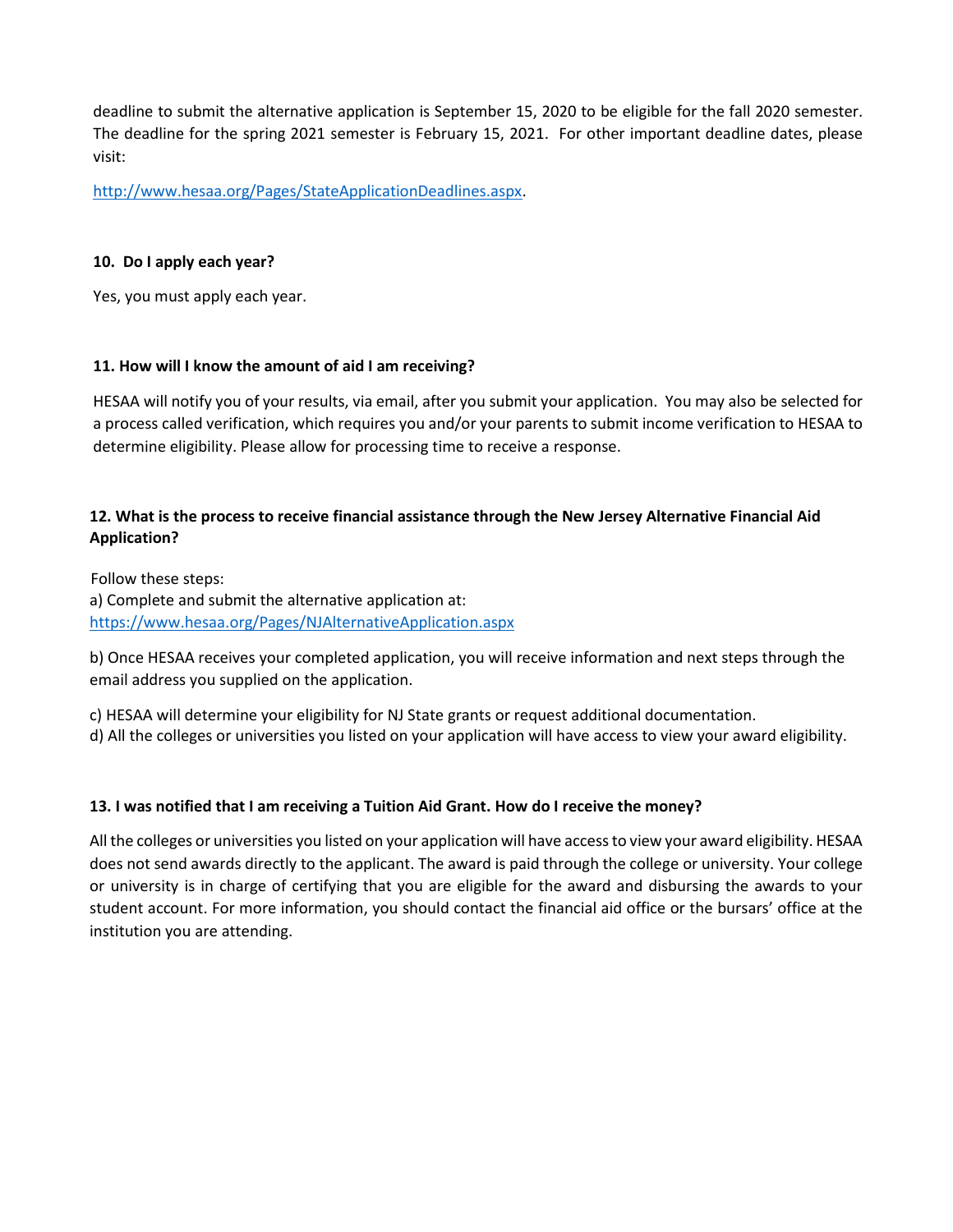deadline to submit the alternative application is September 15, 2020 to be eligible for the fall 2020 semester. The deadline for the spring 2021 semester is February 15, 2021. For other important deadline dates, please visit:

[http://www.hesaa.org/Pages/StateApplicationDeadlines.aspx](http://www.hesaa.org/Pages/StateApplicationDeadlines.aspx).

**10. Do I apply each year?**

Yes, you must apply each year.

**11. How will I know the amount of aid I am receiving?**

HESAA will notify you of your results, via email, after you submit your application. You may also be selected for a process called verification, which requires you and/or your parents to submit income verification to HESAA to determine eligibility. Please allow for processing time to receive a response.

**12. What is the process to receive financial assistance through the New Jersey Alternative Financial Aid Application?**

Follow these steps:

a) Complete and submit the alternative application at:
[https://www.hesaa.org/Pages/NJAlternativeApplication.aspx](https://www.hesaa.org/Pages/NJAlternativeApplication.aspx)

b) Once HESAA receives your completed application, you will receive information and next steps through the email address you supplied on the application.

c) HESAA will determine your eligibility for NJ State grants or request additional documentation.

d) All the colleges or universities you listed on your application will have access to view your award eligibility.

**13. I was notified that I am receiving a Tuition Aid Grant. How do I receive the money?**

All the colleges or universities you listed on your application will have access to view your award eligibility. HESAA does not send awards directly to the applicant. The award is paid through the college or university. Your college or university is in charge of certifying that you are eligible for the award and disbursing the awards to your student account. For more information, you should contact the financial aid office or the bursars' office at the institution you are attending.